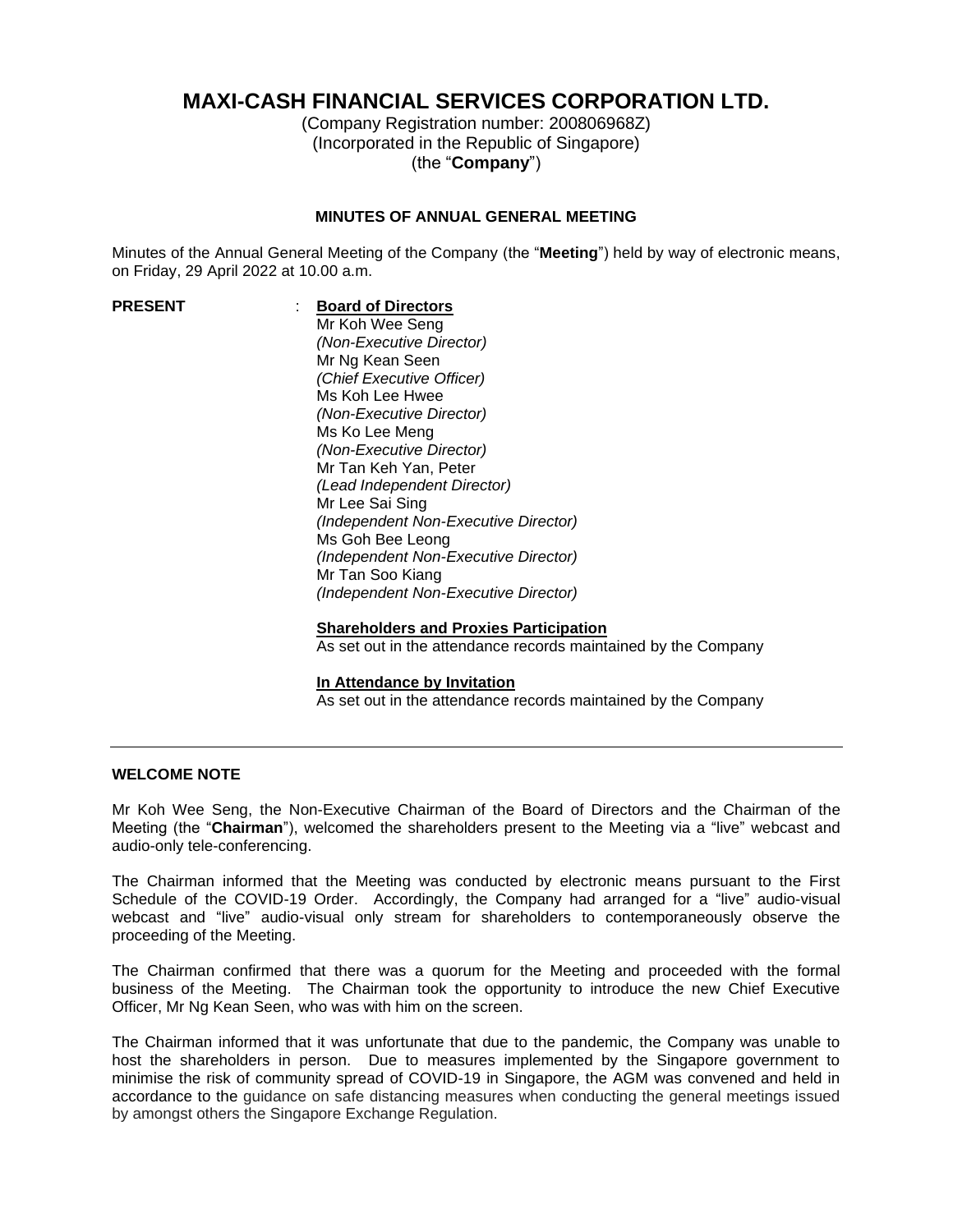# MAXI-CASH FINANCIAL SERVICES CORPORATION LTD.

(Company Registration number: 200806968Z)
(Incorporated in the Republic of Singapore)
(the "**Company**")

## MINUTES OF ANNUAL GENERAL MEETING

Minutes of the Annual General Meeting of the Company (the "**Meeting**") held by way of electronic means, on Friday, 29 April 2022 at 10.00 a.m.

**PRESENT** :

**Board of Directors**

Mr Koh Wee Seng
*(Non-Executive Director)*
Mr Ng Kean Seen
*(Chief Executive Officer)*
Ms Koh Lee Hwee
*(Non-Executive Director)*
Ms Ko Lee Meng
*(Non-Executive Director)*
Mr Tan Keh Yan, Peter
*(Lead Independent Director)*
Mr Lee Sai Sing
*(Independent Non-Executive Director)*
Ms Goh Bee Leong
*(Independent Non-Executive Director)*
Mr Tan Soo Kiang
*(Independent Non-Executive Director)*

**Shareholders and Proxies Participation**

As set out in the attendance records maintained by the Company

**In Attendance by Invitation**

As set out in the attendance records maintained by the Company

---

### WELCOME NOTE

Mr Koh Wee Seng, the Non-Executive Chairman of the Board of Directors and the Chairman of the Meeting (the "**Chairman**"), welcomed the shareholders present to the Meeting via a "live" webcast and audio-only tele-conferencing.

The Chairman informed that the Meeting was conducted by electronic means pursuant to the First Schedule of the COVID-19 Order. Accordingly, the Company had arranged for a "live" audio-visual webcast and "live" audio-visual only stream for shareholders to contemporaneously observe the proceeding of the Meeting.

The Chairman confirmed that there was a quorum for the Meeting and proceeded with the formal business of the Meeting. The Chairman took the opportunity to introduce the new Chief Executive Officer, Mr Ng Kean Seen, who was with him on the screen.

The Chairman informed that it was unfortunate that due to the pandemic, the Company was unable to host the shareholders in person. Due to measures implemented by the Singapore government to minimise the risk of community spread of COVID-19 in Singapore, the AGM was convened and held in accordance to the guidance on safe distancing measures when conducting the general meetings issued by amongst others the Singapore Exchange Regulation.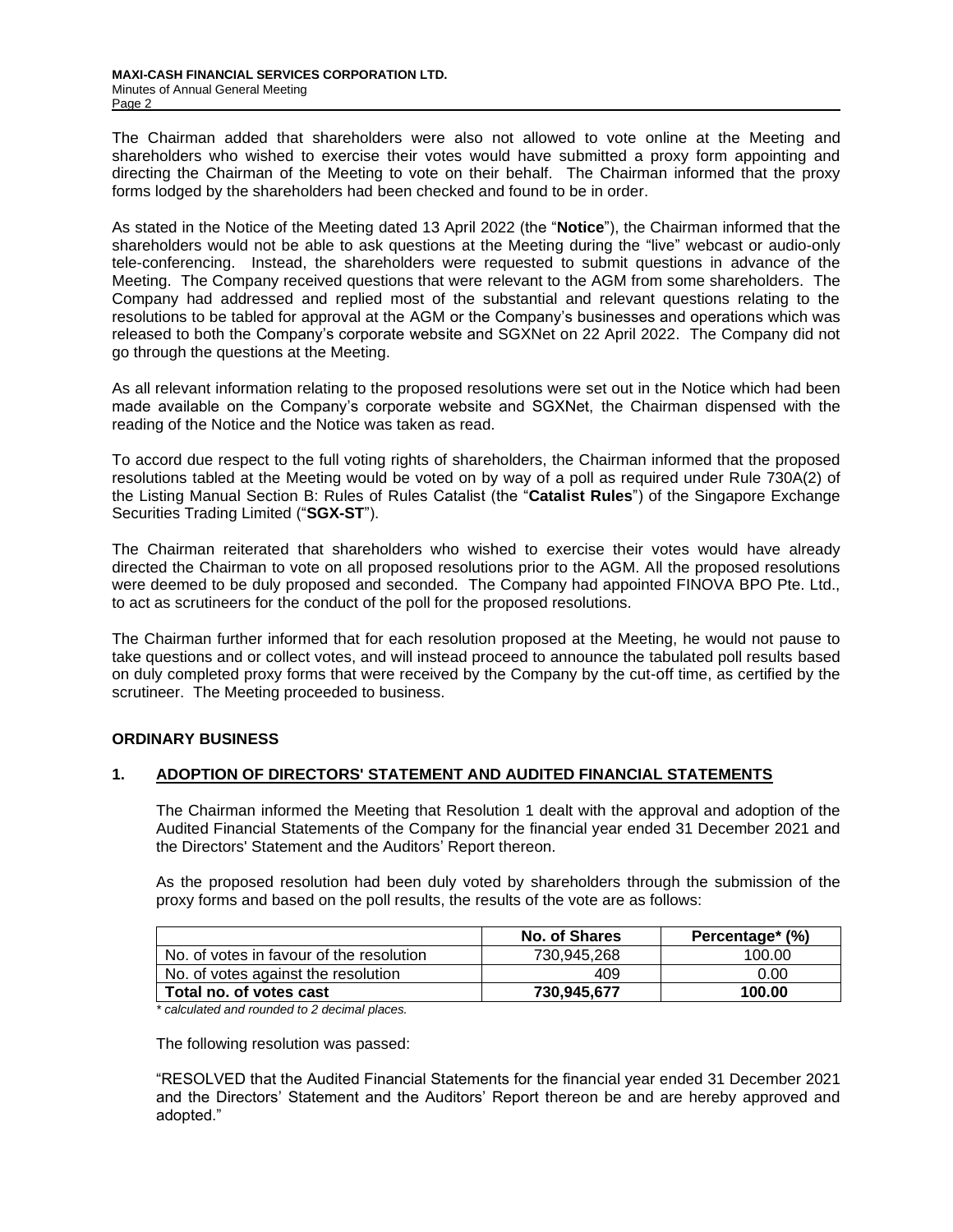The Chairman added that shareholders were also not allowed to vote online at the Meeting and shareholders who wished to exercise their votes would have submitted a proxy form appointing and directing the Chairman of the Meeting to vote on their behalf. The Chairman informed that the proxy forms lodged by the shareholders had been checked and found to be in order.

As stated in the Notice of the Meeting dated 13 April 2022 (the "**Notice**"), the Chairman informed that the shareholders would not be able to ask questions at the Meeting during the "live" webcast or audio-only tele-conferencing. Instead, the shareholders were requested to submit questions in advance of the Meeting. The Company received questions that were relevant to the AGM from some shareholders. The Company had addressed and replied most of the substantial and relevant questions relating to the resolutions to be tabled for approval at the AGM or the Company's businesses and operations which was released to both the Company's corporate website and SGXNet on 22 April 2022. The Company did not go through the questions at the Meeting.

As all relevant information relating to the proposed resolutions were set out in the Notice which had been made available on the Company's corporate website and SGXNet, the Chairman dispensed with the reading of the Notice and the Notice was taken as read.

To accord due respect to the full voting rights of shareholders, the Chairman informed that the proposed resolutions tabled at the Meeting would be voted on by way of a poll as required under Rule 730A(2) of the Listing Manual Section B: Rules of Rules Catalist (the "**Catalist Rules**") of the Singapore Exchange Securities Trading Limited ("**SGX-ST**").

The Chairman reiterated that shareholders who wished to exercise their votes would have already directed the Chairman to vote on all proposed resolutions prior to the AGM. All the proposed resolutions were deemed to be duly proposed and seconded. The Company had appointed FINOVA BPO Pte. Ltd., to act as scrutineers for the conduct of the poll for the proposed resolutions.

The Chairman further informed that for each resolution proposed at the Meeting, he would not pause to take questions and or collect votes, and will instead proceed to announce the tabulated poll results based on duly completed proxy forms that were received by the Company by the cut-off time, as certified by the scrutineer. The Meeting proceeded to business.

**ORDINARY BUSINESS**

**1. ADOPTION OF DIRECTORS' STATEMENT AND AUDITED FINANCIAL STATEMENTS**

The Chairman informed the Meeting that Resolution 1 dealt with the approval and adoption of the Audited Financial Statements of the Company for the financial year ended 31 December 2021 and the Directors' Statement and the Auditors' Report thereon.

As the proposed resolution had been duly voted by shareholders through the submission of the proxy forms and based on the poll results, the results of the vote are as follows:

| | No. of Shares | Percentage* (%) |
|---|---|---|
| No. of votes in favour of the resolution | 730,945,268 | 100.00 |
| No. of votes against the resolution | 409 | 0.00 |
| **Total no. of votes cast** | **730,945,677** | **100.00** |

*\* calculated and rounded to 2 decimal places.*

The following resolution was passed:

"RESOLVED that the Audited Financial Statements for the financial year ended 31 December 2021 and the Directors' Statement and the Auditors' Report thereon be and are hereby approved and adopted."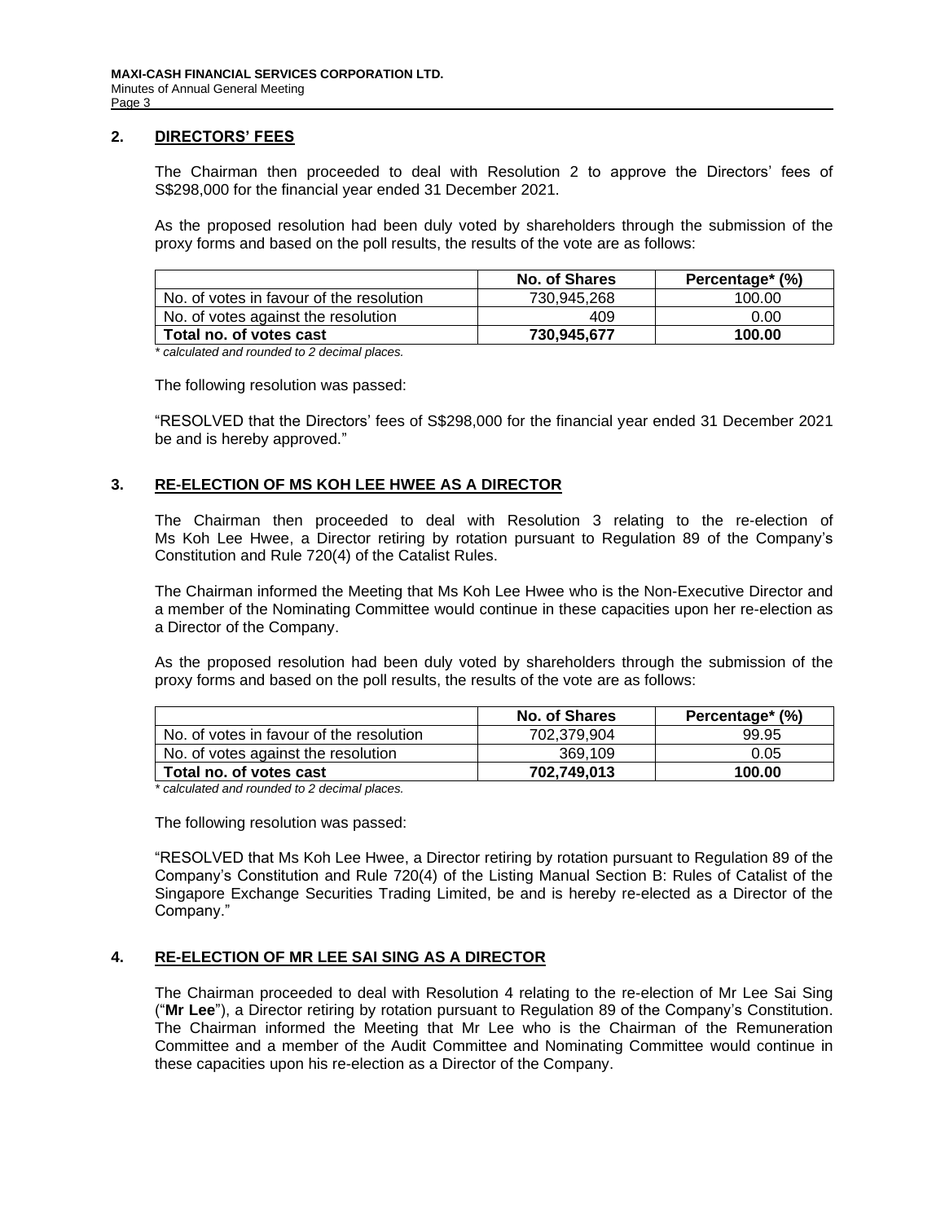## 2. DIRECTORS' FEES

The Chairman then proceeded to deal with Resolution 2 to approve the Directors' fees of S$298,000 for the financial year ended 31 December 2021.

As the proposed resolution had been duly voted by shareholders through the submission of the proxy forms and based on the poll results, the results of the vote are as follows:

| | No. of Shares | Percentage* (%) |
|---|---|---|
| No. of votes in favour of the resolution | 730,945,268 | 100.00 |
| No. of votes against the resolution | 409 | 0.00 |
| **Total no. of votes cast** | **730,945,677** | **100.00** |

*\* calculated and rounded to 2 decimal places.*

The following resolution was passed:

"RESOLVED that the Directors' fees of S$298,000 for the financial year ended 31 December 2021 be and is hereby approved."

## 3. RE-ELECTION OF MS KOH LEE HWEE AS A DIRECTOR

The Chairman then proceeded to deal with Resolution 3 relating to the re-election of Ms Koh Lee Hwee, a Director retiring by rotation pursuant to Regulation 89 of the Company's Constitution and Rule 720(4) of the Catalist Rules.

The Chairman informed the Meeting that Ms Koh Lee Hwee who is the Non-Executive Director and a member of the Nominating Committee would continue in these capacities upon her re-election as a Director of the Company.

As the proposed resolution had been duly voted by shareholders through the submission of the proxy forms and based on the poll results, the results of the vote are as follows:

| | No. of Shares | Percentage* (%) |
|---|---|---|
| No. of votes in favour of the resolution | 702,379,904 | 99.95 |
| No. of votes against the resolution | 369,109 | 0.05 |
| **Total no. of votes cast** | **702,749,013** | **100.00** |

*\* calculated and rounded to 2 decimal places.*

The following resolution was passed:

"RESOLVED that Ms Koh Lee Hwee, a Director retiring by rotation pursuant to Regulation 89 of the Company's Constitution and Rule 720(4) of the Listing Manual Section B: Rules of Catalist of the Singapore Exchange Securities Trading Limited, be and is hereby re-elected as a Director of the Company."

## 4. RE-ELECTION OF MR LEE SAI SING AS A DIRECTOR

The Chairman proceeded to deal with Resolution 4 relating to the re-election of Mr Lee Sai Sing ("**Mr Lee**"), a Director retiring by rotation pursuant to Regulation 89 of the Company's Constitution. The Chairman informed the Meeting that Mr Lee who is the Chairman of the Remuneration Committee and a member of the Audit Committee and Nominating Committee would continue in these capacities upon his re-election as a Director of the Company.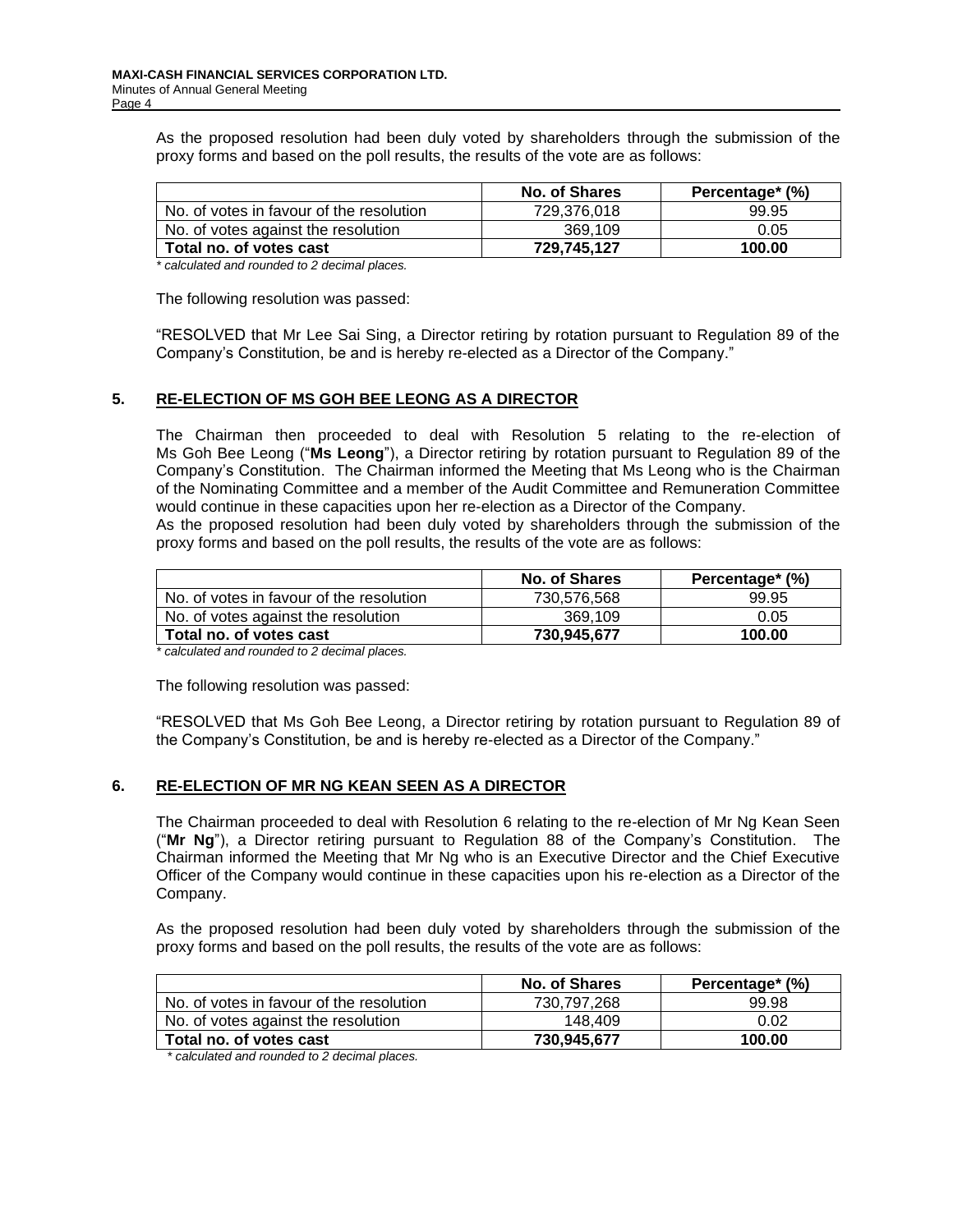As the proposed resolution had been duly voted by shareholders through the submission of the proxy forms and based on the poll results, the results of the vote are as follows:

| | No. of Shares | Percentage* (%) |
|---|---|---|
| No. of votes in favour of the resolution | 729,376,018 | 99.95 |
| No. of votes against the resolution | 369,109 | 0.05 |
| **Total no. of votes cast** | **729,745,127** | **100.00** |

*\* calculated and rounded to 2 decimal places.*

The following resolution was passed:

"RESOLVED that Mr Lee Sai Sing, a Director retiring by rotation pursuant to Regulation 89 of the Company's Constitution, be and is hereby re-elected as a Director of the Company."

## 5. RE-ELECTION OF MS GOH BEE LEONG AS A DIRECTOR

The Chairman then proceeded to deal with Resolution 5 relating to the re-election of Ms Goh Bee Leong ("**Ms Leong**"), a Director retiring by rotation pursuant to Regulation 89 of the Company's Constitution. The Chairman informed the Meeting that Ms Leong who is the Chairman of the Nominating Committee and a member of the Audit Committee and Remuneration Committee would continue in these capacities upon her re-election as a Director of the Company.

As the proposed resolution had been duly voted by shareholders through the submission of the proxy forms and based on the poll results, the results of the vote are as follows:

| | No. of Shares | Percentage* (%) |
|---|---|---|
| No. of votes in favour of the resolution | 730,576,568 | 99.95 |
| No. of votes against the resolution | 369,109 | 0.05 |
| **Total no. of votes cast** | **730,945,677** | **100.00** |

*\* calculated and rounded to 2 decimal places.*

The following resolution was passed:

"RESOLVED that Ms Goh Bee Leong, a Director retiring by rotation pursuant to Regulation 89 of the Company's Constitution, be and is hereby re-elected as a Director of the Company."

## 6. RE-ELECTION OF MR NG KEAN SEEN AS A DIRECTOR

The Chairman proceeded to deal with Resolution 6 relating to the re-election of Mr Ng Kean Seen ("**Mr Ng**"), a Director retiring pursuant to Regulation 88 of the Company's Constitution. The Chairman informed the Meeting that Mr Ng who is an Executive Director and the Chief Executive Officer of the Company would continue in these capacities upon his re-election as a Director of the Company.

As the proposed resolution had been duly voted by shareholders through the submission of the proxy forms and based on the poll results, the results of the vote are as follows:

| | No. of Shares | Percentage* (%) |
|---|---|---|
| No. of votes in favour of the resolution | 730,797,268 | 99.98 |
| No. of votes against the resolution | 148,409 | 0.02 |
| **Total no. of votes cast** | **730,945,677** | **100.00** |

*\* calculated and rounded to 2 decimal places.*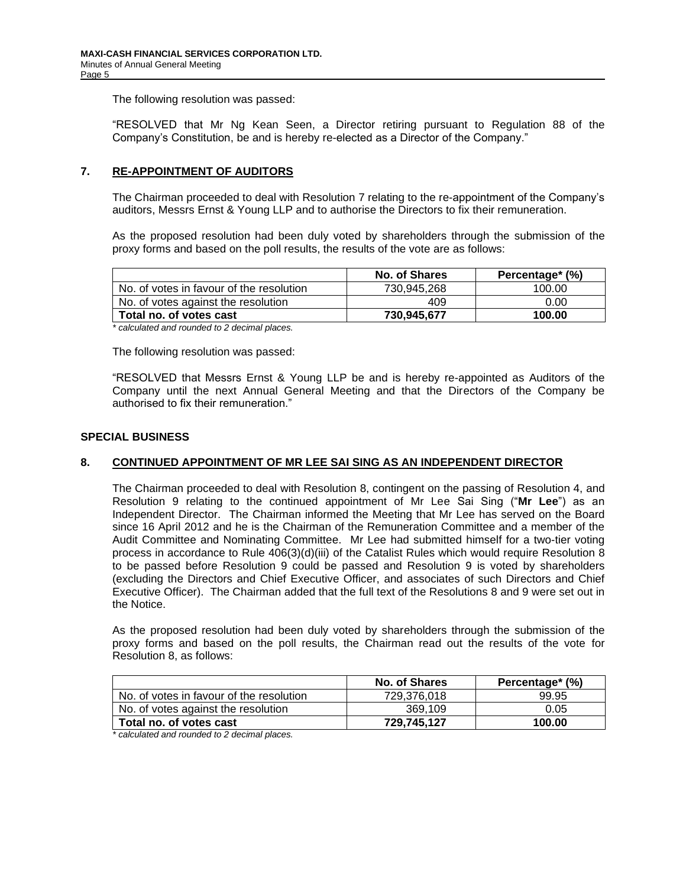The following resolution was passed:

"RESOLVED that Mr Ng Kean Seen, a Director retiring pursuant to Regulation 88 of the Company's Constitution, be and is hereby re-elected as a Director of the Company."

## 7. RE-APPOINTMENT OF AUDITORS

The Chairman proceeded to deal with Resolution 7 relating to the re-appointment of the Company's auditors, Messrs Ernst & Young LLP and to authorise the Directors to fix their remuneration.

As the proposed resolution had been duly voted by shareholders through the submission of the proxy forms and based on the poll results, the results of the vote are as follows:

| | No. of Shares | Percentage* (%) |
|---|---|---|
| No. of votes in favour of the resolution | 730,945,268 | 100.00 |
| No. of votes against the resolution | 409 | 0.00 |
| **Total no. of votes cast** | **730,945,677** | **100.00** |

*\* calculated and rounded to 2 decimal places.*

The following resolution was passed:

"RESOLVED that Messrs Ernst & Young LLP be and is hereby re-appointed as Auditors of the Company until the next Annual General Meeting and that the Directors of the Company be authorised to fix their remuneration."

## SPECIAL BUSINESS

## 8. CONTINUED APPOINTMENT OF MR LEE SAI SING AS AN INDEPENDENT DIRECTOR

The Chairman proceeded to deal with Resolution 8, contingent on the passing of Resolution 4, and Resolution 9 relating to the continued appointment of Mr Lee Sai Sing ("**Mr Lee**") as an Independent Director. The Chairman informed the Meeting that Mr Lee has served on the Board since 16 April 2012 and he is the Chairman of the Remuneration Committee and a member of the Audit Committee and Nominating Committee. Mr Lee had submitted himself for a two-tier voting process in accordance to Rule 406(3)(d)(iii) of the Catalist Rules which would require Resolution 8 to be passed before Resolution 9 could be passed and Resolution 9 is voted by shareholders (excluding the Directors and Chief Executive Officer, and associates of such Directors and Chief Executive Officer). The Chairman added that the full text of the Resolutions 8 and 9 were set out in the Notice.

As the proposed resolution had been duly voted by shareholders through the submission of the proxy forms and based on the poll results, the Chairman read out the results of the vote for Resolution 8, as follows:

| | No. of Shares | Percentage* (%) |
|---|---|---|
| No. of votes in favour of the resolution | 729,376,018 | 99.95 |
| No. of votes against the resolution | 369,109 | 0.05 |
| **Total no. of votes cast** | **729,745,127** | **100.00** |

*\* calculated and rounded to 2 decimal places.*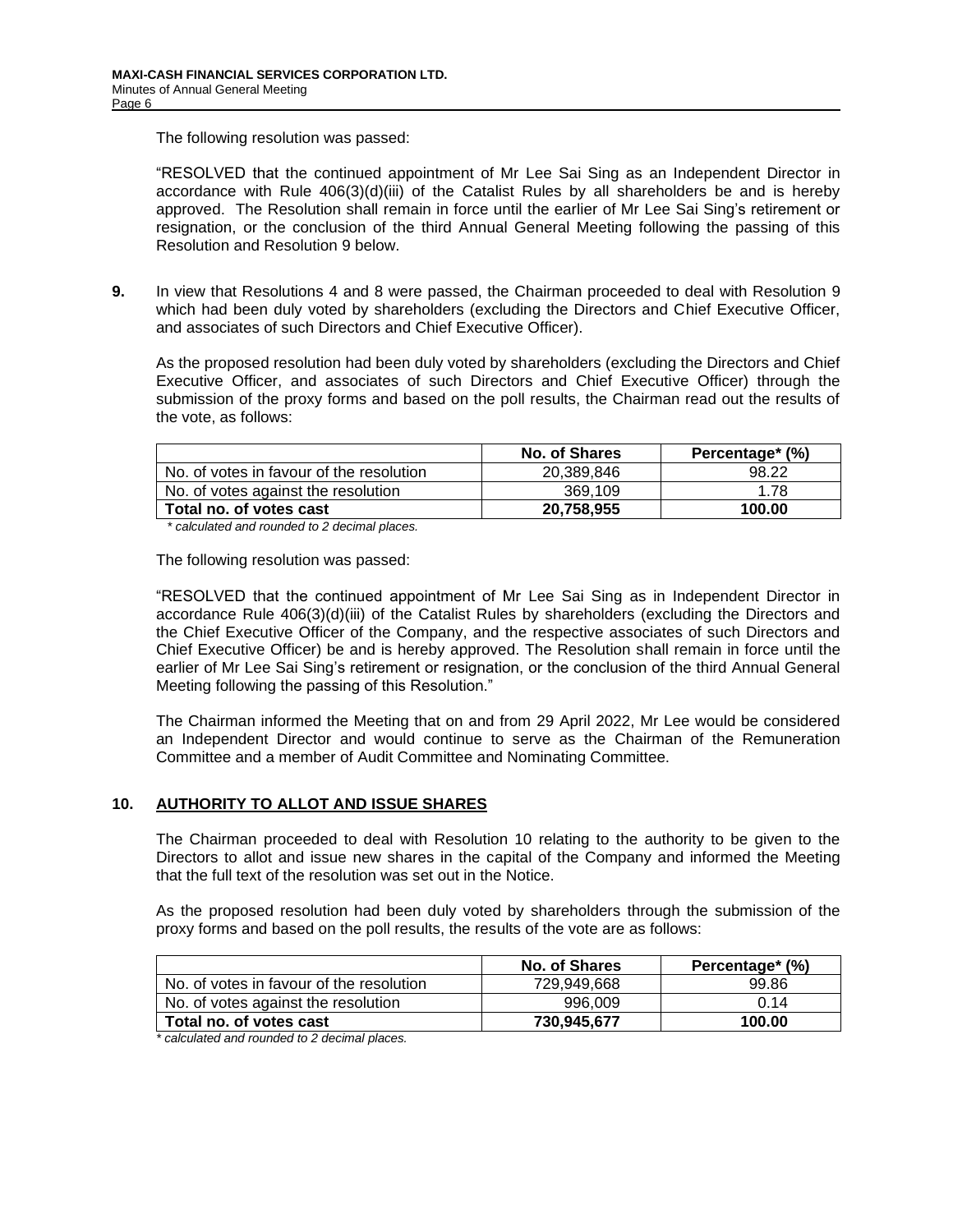The following resolution was passed:

"RESOLVED that the continued appointment of Mr Lee Sai Sing as an Independent Director in accordance with Rule 406(3)(d)(iii) of the Catalist Rules by all shareholders be and is hereby approved. The Resolution shall remain in force until the earlier of Mr Lee Sai Sing's retirement or resignation, or the conclusion of the third Annual General Meeting following the passing of this Resolution and Resolution 9 below.

**9.** In view that Resolutions 4 and 8 were passed, the Chairman proceeded to deal with Resolution 9 which had been duly voted by shareholders (excluding the Directors and Chief Executive Officer, and associates of such Directors and Chief Executive Officer).

As the proposed resolution had been duly voted by shareholders (excluding the Directors and Chief Executive Officer, and associates of such Directors and Chief Executive Officer) through the submission of the proxy forms and based on the poll results, the Chairman read out the results of the vote, as follows:

| | No. of Shares | Percentage* (%) |
|---|---|---|
| No. of votes in favour of the resolution | 20,389,846 | 98.22 |
| No. of votes against the resolution | 369,109 | 1.78 |
| **Total no. of votes cast** | **20,758,955** | **100.00** |

*\* calculated and rounded to 2 decimal places.*

The following resolution was passed:

"RESOLVED that the continued appointment of Mr Lee Sai Sing as in Independent Director in accordance Rule 406(3)(d)(iii) of the Catalist Rules by shareholders (excluding the Directors and the Chief Executive Officer of the Company, and the respective associates of such Directors and Chief Executive Officer) be and is hereby approved. The Resolution shall remain in force until the earlier of Mr Lee Sai Sing's retirement or resignation, or the conclusion of the third Annual General Meeting following the passing of this Resolution."

The Chairman informed the Meeting that on and from 29 April 2022, Mr Lee would be considered an Independent Director and would continue to serve as the Chairman of the Remuneration Committee and a member of Audit Committee and Nominating Committee.

## 10. AUTHORITY TO ALLOT AND ISSUE SHARES

The Chairman proceeded to deal with Resolution 10 relating to the authority to be given to the Directors to allot and issue new shares in the capital of the Company and informed the Meeting that the full text of the resolution was set out in the Notice.

As the proposed resolution had been duly voted by shareholders through the submission of the proxy forms and based on the poll results, the results of the vote are as follows:

| | No. of Shares | Percentage* (%) |
|---|---|---|
| No. of votes in favour of the resolution | 729,949,668 | 99.86 |
| No. of votes against the resolution | 996,009 | 0.14 |
| **Total no. of votes cast** | **730,945,677** | **100.00** |

*\* calculated and rounded to 2 decimal places.*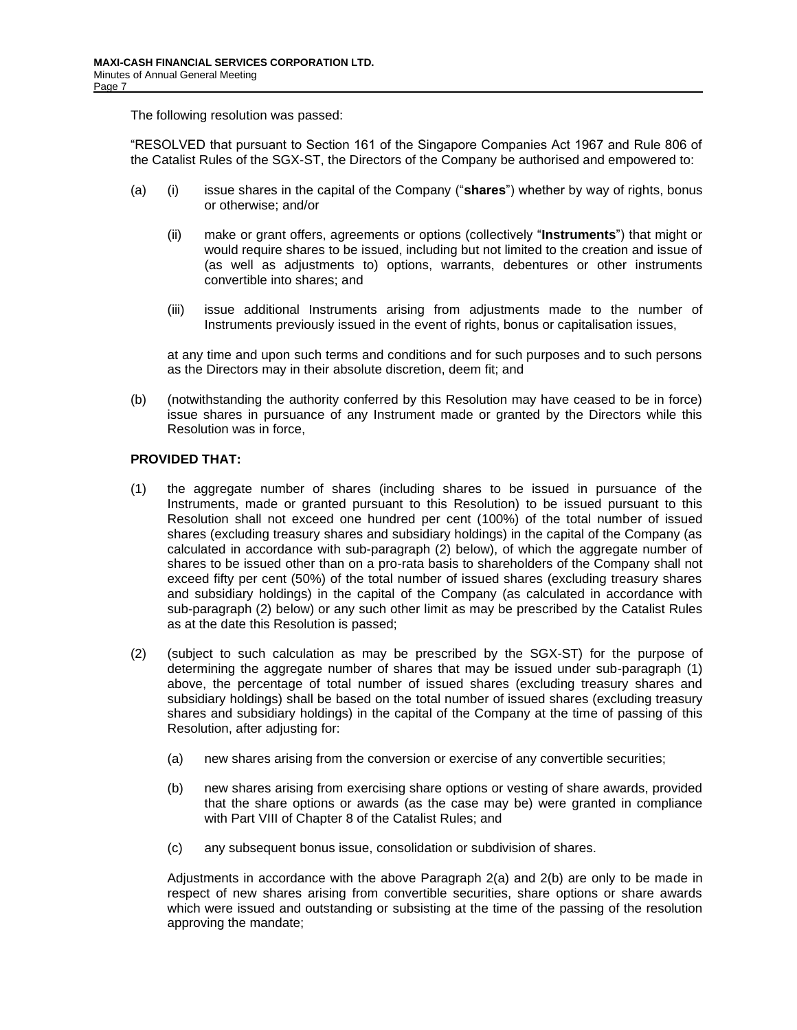The following resolution was passed:

"RESOLVED that pursuant to Section 161 of the Singapore Companies Act 1967 and Rule 806 of the Catalist Rules of the SGX-ST, the Directors of the Company be authorised and empowered to:

(a) (i) issue shares in the capital of the Company ("**shares**") whether by way of rights, bonus or otherwise; and/or

(ii) make or grant offers, agreements or options (collectively "**Instruments**") that might or would require shares to be issued, including but not limited to the creation and issue of (as well as adjustments to) options, warrants, debentures or other instruments convertible into shares; and

(iii) issue additional Instruments arising from adjustments made to the number of Instruments previously issued in the event of rights, bonus or capitalisation issues,

at any time and upon such terms and conditions and for such purposes and to such persons as the Directors may in their absolute discretion, deem fit; and

(b) (notwithstanding the authority conferred by this Resolution may have ceased to be in force) issue shares in pursuance of any Instrument made or granted by the Directors while this Resolution was in force,

**PROVIDED THAT:**

(1) the aggregate number of shares (including shares to be issued in pursuance of the Instruments, made or granted pursuant to this Resolution) to be issued pursuant to this Resolution shall not exceed one hundred per cent (100%) of the total number of issued shares (excluding treasury shares and subsidiary holdings) in the capital of the Company (as calculated in accordance with sub-paragraph (2) below), of which the aggregate number of shares to be issued other than on a pro-rata basis to shareholders of the Company shall not exceed fifty per cent (50%) of the total number of issued shares (excluding treasury shares and subsidiary holdings) in the capital of the Company (as calculated in accordance with sub-paragraph (2) below) or any such other limit as may be prescribed by the Catalist Rules as at the date this Resolution is passed;

(2) (subject to such calculation as may be prescribed by the SGX-ST) for the purpose of determining the aggregate number of shares that may be issued under sub-paragraph (1) above, the percentage of total number of issued shares (excluding treasury shares and subsidiary holdings) shall be based on the total number of issued shares (excluding treasury shares and subsidiary holdings) in the capital of the Company at the time of passing of this Resolution, after adjusting for:

(a) new shares arising from the conversion or exercise of any convertible securities;

(b) new shares arising from exercising share options or vesting of share awards, provided that the share options or awards (as the case may be) were granted in compliance with Part VIII of Chapter 8 of the Catalist Rules; and

(c) any subsequent bonus issue, consolidation or subdivision of shares.

Adjustments in accordance with the above Paragraph 2(a) and 2(b) are only to be made in respect of new shares arising from convertible securities, share options or share awards which were issued and outstanding or subsisting at the time of the passing of the resolution approving the mandate;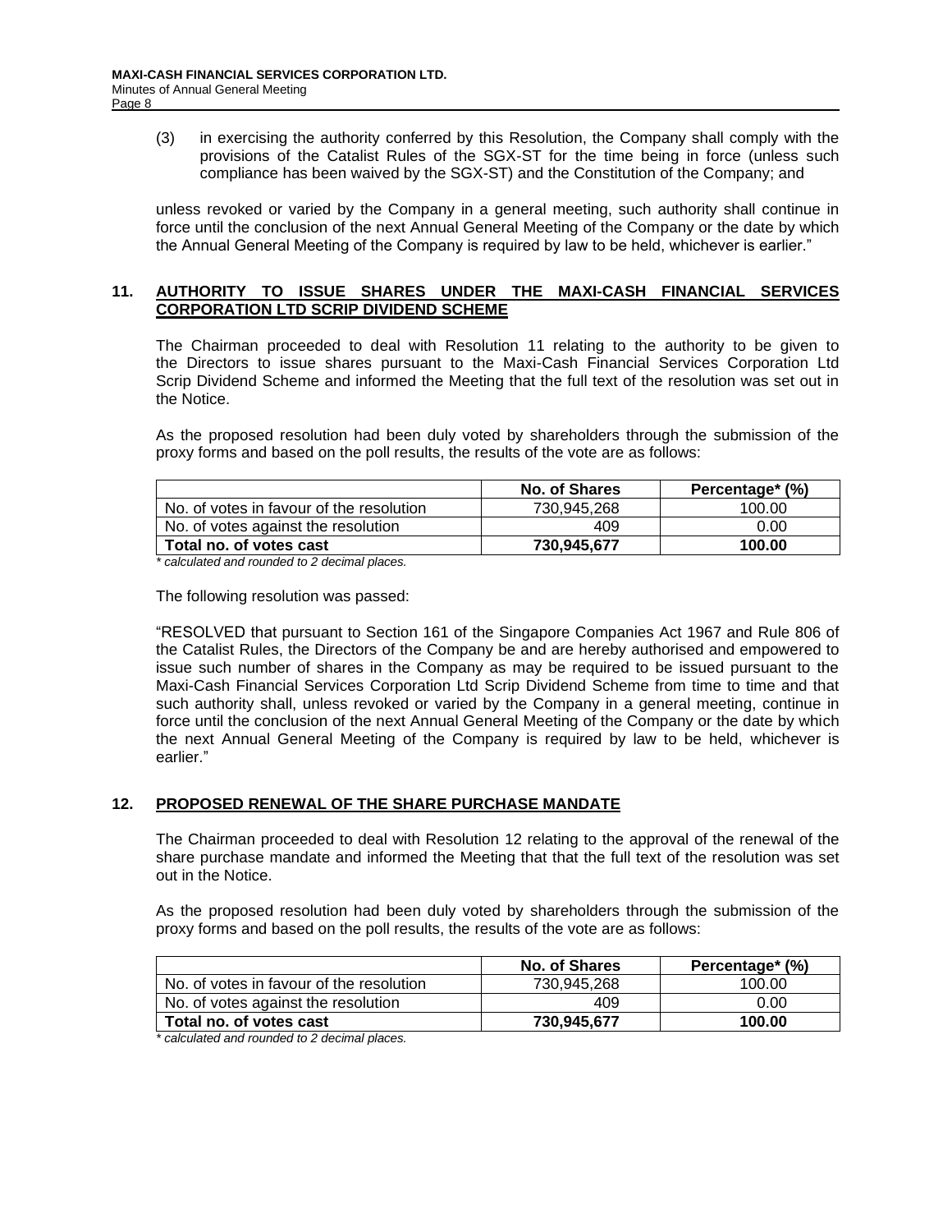(3) in exercising the authority conferred by this Resolution, the Company shall comply with the provisions of the Catalist Rules of the SGX-ST for the time being in force (unless such compliance has been waived by the SGX-ST) and the Constitution of the Company; and

unless revoked or varied by the Company in a general meeting, such authority shall continue in force until the conclusion of the next Annual General Meeting of the Company or the date by which the Annual General Meeting of the Company is required by law to be held, whichever is earlier."

## 11. AUTHORITY TO ISSUE SHARES UNDER THE MAXI-CASH FINANCIAL SERVICES CORPORATION LTD SCRIP DIVIDEND SCHEME

The Chairman proceeded to deal with Resolution 11 relating to the authority to be given to the Directors to issue shares pursuant to the Maxi-Cash Financial Services Corporation Ltd Scrip Dividend Scheme and informed the Meeting that the full text of the resolution was set out in the Notice.

As the proposed resolution had been duly voted by shareholders through the submission of the proxy forms and based on the poll results, the results of the vote are as follows:

| | No. of Shares | Percentage* (%) |
|---|---|---|
| No. of votes in favour of the resolution | 730,945,268 | 100.00 |
| No. of votes against the resolution | 409 | 0.00 |
| **Total no. of votes cast** | **730,945,677** | **100.00** |

*\* calculated and rounded to 2 decimal places.*

The following resolution was passed:

"RESOLVED that pursuant to Section 161 of the Singapore Companies Act 1967 and Rule 806 of the Catalist Rules, the Directors of the Company be and are hereby authorised and empowered to issue such number of shares in the Company as may be required to be issued pursuant to the Maxi-Cash Financial Services Corporation Ltd Scrip Dividend Scheme from time to time and that such authority shall, unless revoked or varied by the Company in a general meeting, continue in force until the conclusion of the next Annual General Meeting of the Company or the date by which the next Annual General Meeting of the Company is required by law to be held, whichever is earlier."

## 12. PROPOSED RENEWAL OF THE SHARE PURCHASE MANDATE

The Chairman proceeded to deal with Resolution 12 relating to the approval of the renewal of the share purchase mandate and informed the Meeting that that the full text of the resolution was set out in the Notice.

As the proposed resolution had been duly voted by shareholders through the submission of the proxy forms and based on the poll results, the results of the vote are as follows:

| | No. of Shares | Percentage* (%) |
|---|---|---|
| No. of votes in favour of the resolution | 730,945,268 | 100.00 |
| No. of votes against the resolution | 409 | 0.00 |
| **Total no. of votes cast** | **730,945,677** | **100.00** |

*\* calculated and rounded to 2 decimal places.*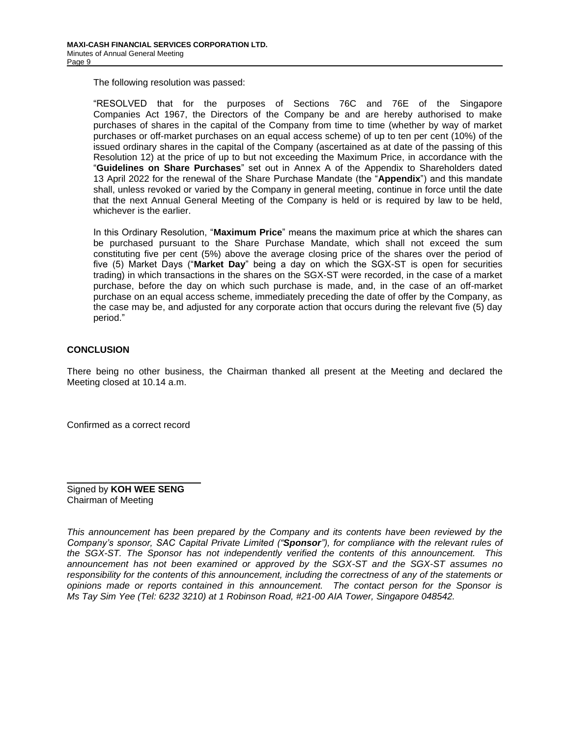The following resolution was passed:

"RESOLVED that for the purposes of Sections 76C and 76E of the Singapore Companies Act 1967, the Directors of the Company be and are hereby authorised to make purchases of shares in the capital of the Company from time to time (whether by way of market purchases or off-market purchases on an equal access scheme) of up to ten per cent (10%) of the issued ordinary shares in the capital of the Company (ascertained as at date of the passing of this Resolution 12) at the price of up to but not exceeding the Maximum Price, in accordance with the "**Guidelines on Share Purchases**" set out in Annex A of the Appendix to Shareholders dated 13 April 2022 for the renewal of the Share Purchase Mandate (the "**Appendix**") and this mandate shall, unless revoked or varied by the Company in general meeting, continue in force until the date that the next Annual General Meeting of the Company is held or is required by law to be held, whichever is the earlier.

In this Ordinary Resolution, "**Maximum Price**" means the maximum price at which the shares can be purchased pursuant to the Share Purchase Mandate, which shall not exceed the sum constituting five per cent (5%) above the average closing price of the shares over the period of five (5) Market Days ("**Market Day**" being a day on which the SGX-ST is open for securities trading) in which transactions in the shares on the SGX-ST were recorded, in the case of a market purchase, before the day on which such purchase is made, and, in the case of an off-market purchase on an equal access scheme, immediately preceding the date of offer by the Company, as the case may be, and adjusted for any corporate action that occurs during the relevant five (5) day period."

**CONCLUSION**

There being no other business, the Chairman thanked all present at the Meeting and declared the Meeting closed at 10.14 a.m.

Confirmed as a correct record

Signed by **KOH WEE SENG**
Chairman of Meeting

*This announcement has been prepared by the Company and its contents have been reviewed by the Company's sponsor, SAC Capital Private Limited ("**Sponsor**"), for compliance with the relevant rules of the SGX-ST. The Sponsor has not independently verified the contents of this announcement. This announcement has not been examined or approved by the SGX-ST and the SGX-ST assumes no responsibility for the contents of this announcement, including the correctness of any of the statements or opinions made or reports contained in this announcement. The contact person for the Sponsor is Ms Tay Sim Yee (Tel: 6232 3210) at 1 Robinson Road, #21-00 AIA Tower, Singapore 048542.*